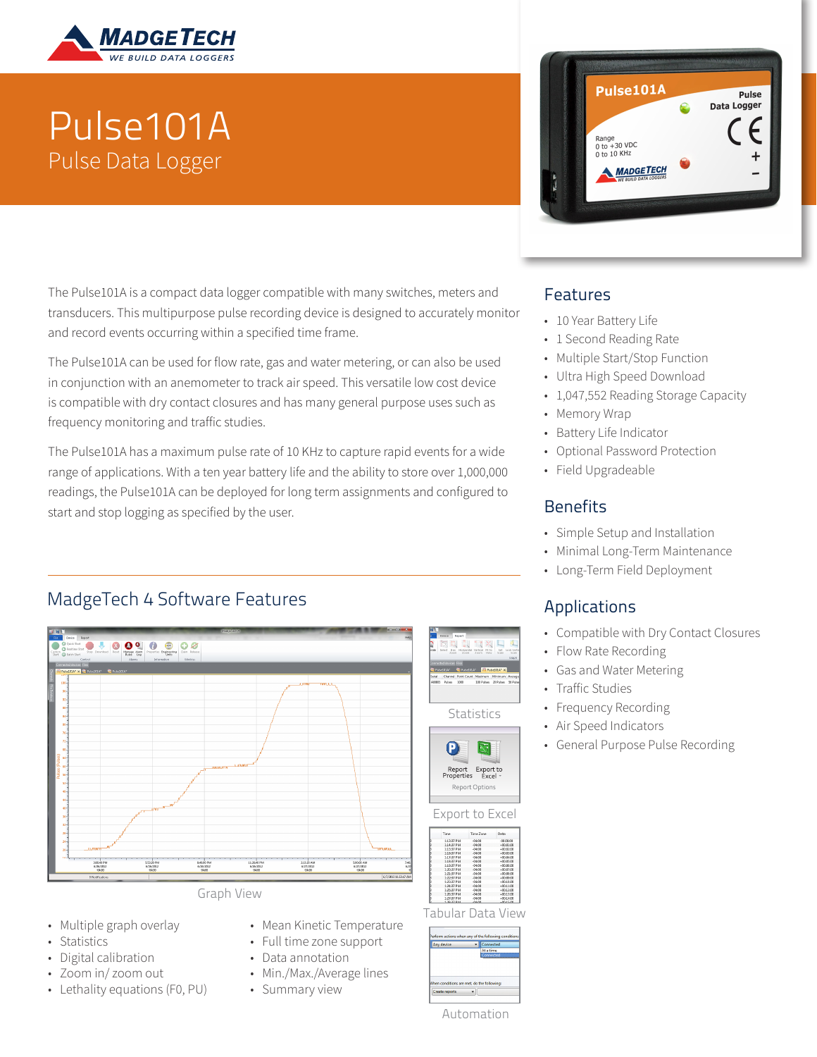# Pulse101A

## Pulse Data Logger

The Pulse101A is a compact data logger compatible with many switches, meters and transducers. This multipurpose pulse recording device is designed to accurately monitor and record events occurring within a specified time frame.

The Pulse101A can be used for flow rate, gas and water metering, or can also be used in conjunction with an anemometer to track air speed. This versatile low cost device is compatible with dry contact closures and has many general purpose uses such as frequency monitoring and traffic studies.

The Pulse101A has a maximum pulse rate of 10 KHz to capture rapid events for a wide range of applications. With a ten year battery life and the ability to store over 1,000,000 readings, the Pulse101A can be deployed for long term assignments and configured to start and stop logging as specified by the user.

## Features

- 10 Year Battery Life
- 1 Second Reading Rate
- Multiple Start/Stop Function
- Ultra High Speed Download
- 1,047,552 Reading Storage Capacity
- Memory Wrap
- Battery Life Indicator
- Optional Password Protection
- Field Upgradeable

## Benefits

- Simple Setup and Installation
- Minimal Long-Term Maintenance
- Long-Term Field Deployment

## Applications

- Compatible with Dry Contact Closures
- Flow Rate Recording
- Gas and Water Metering
- Traffic Studies
- Frequency Recording
- Air Speed Indicators
- General Purpose Pulse Recording

## MadgeTech 4 Software Features

Graph View

Statistics

Export to Excel

Tabular Data View

Automation

- Multiple graph overlay
- Statistics
- Digital calibration
- Zoom in/ zoom out
- Lethality equations (F0, PU)
- Mean Kinetic Temperature
- Full time zone support
- Data annotation
- Min./Max./Average lines
- Summary view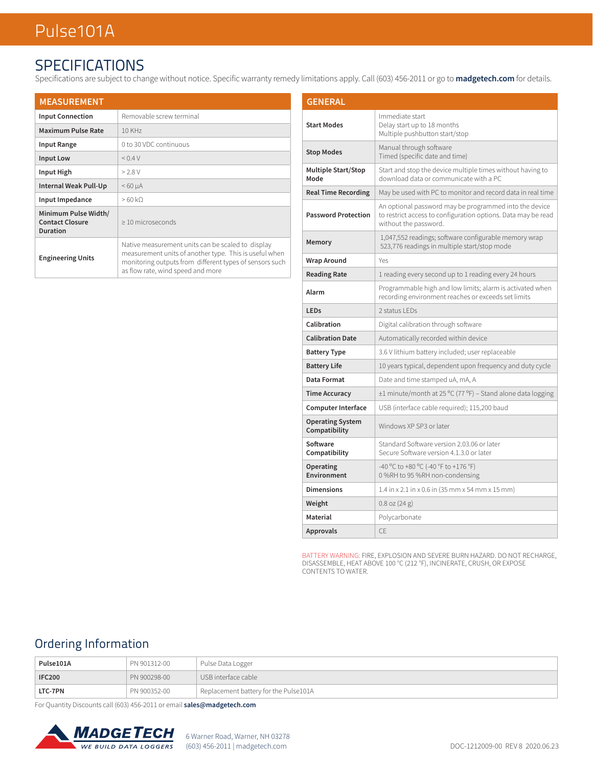# Pulse101A

## SPECIFICATIONS

Specifications are subject to change without notice. Specific warranty remedy limitations apply. Call (603) 456-2011 or go to **madgetech.com** for details.

### MEASUREMENT

| | |
|---|---|
| **Input Connection** | Removable screw terminal |
| **Maximum Pulse Rate** | 10 KHz |
| **Input Range** | 0 to 30 VDC continuous |
| **Input Low** | < 0.4 V |
| **Input High** | > 2.8 V |
| **Internal Weak Pull-Up** | < 60 µA |
| **Input Impedance** | > 60 kΩ |
| **Minimum Pulse Width/ Contact Closure Duration** | ≥ 10 microseconds |
| **Engineering Units** | Native measurement units can be scaled to display measurement units of another type. This is useful when monitoring outputs from different types of sensors such as flow rate, wind speed and more |

### GENERAL

| | |
|---|---|
| **Start Modes** | Immediate start<br>Delay start up to 18 months<br>Multiple pushbutton start/stop |
| **Stop Modes** | Manual through software<br>Timed (specific date and time) |
| **Multiple Start/Stop Mode** | Start and stop the device multiple times without having to download data or communicate with a PC |
| **Real Time Recording** | May be used with PC to monitor and record data in real time |
| **Password Protection** | An optional password may be programmed into the device to restrict access to configuration options. Data may be read without the password. |
| **Memory** | 1,047,552 readings; software configurable memory wrap<br>523,776 readings in multiple start/stop mode |
| **Wrap Around** | Yes |
| **Reading Rate** | 1 reading every second up to 1 reading every 24 hours |
| **Alarm** | Programmable high and low limits; alarm is activated when recording environment reaches or exceeds set limits |
| **LEDs** | 2 status LEDs |
| **Calibration** | Digital calibration through software |
| **Calibration Date** | Automatically recorded within device |
| **Battery Type** | 3.6 V lithium battery included; user replaceable |
| **Battery Life** | 10 years typical, dependent upon frequency and duty cycle |
| **Data Format** | Date and time stamped uA, mA, A |
| **Time Accuracy** | ±1 minute/month at 25 °C (77 °F) – Stand alone data logging |
| **Computer Interface** | USB (interface cable required); 115,200 baud |
| **Operating System Compatibility** | Windows XP SP3 or later |
| **Software Compatibility** | Standard Software version 2.03.06 or later<br>Secure Software version 4.1.3.0 or later |
| **Operating Environment** | -40 °C to +80 °C (-40 °F to +176 °F)<br>0 %RH to 95 %RH non-condensing |
| **Dimensions** | 1.4 in x 2.1 in x 0.6 in (35 mm x 54 mm x 15 mm) |
| **Weight** | 0.8 oz (24 g) |
| **Material** | Polycarbonate |
| **Approvals** | CE |

BATTERY WARNING: FIRE, EXPLOSION AND SEVERE BURN HAZARD. DO NOT RECHARGE, DISASSEMBLE, HEAT ABOVE 100 °C (212 °F), INCINERATE, CRUSH, OR EXPOSE CONTENTS TO WATER.

## Ordering Information

| | | |
|---|---|---|
| **Pulse101A** | PN 901312-00 | Pulse Data Logger |
| **IFC200** | PN 900298-00 | USB interface cable |
| **LTC-7PN** | PN 900352-00 | Replacement battery for the Pulse101A |

For Quantity Discounts call (603) 456-2011 or email **sales@madgetech.com**

MADGETECH
WE BUILD DATA LOGGERS

6 Warner Road, Warner, NH 03278
(603) 456-2011 | madgetech.com

DOC-1212009-00 REV 8 2020.06.23